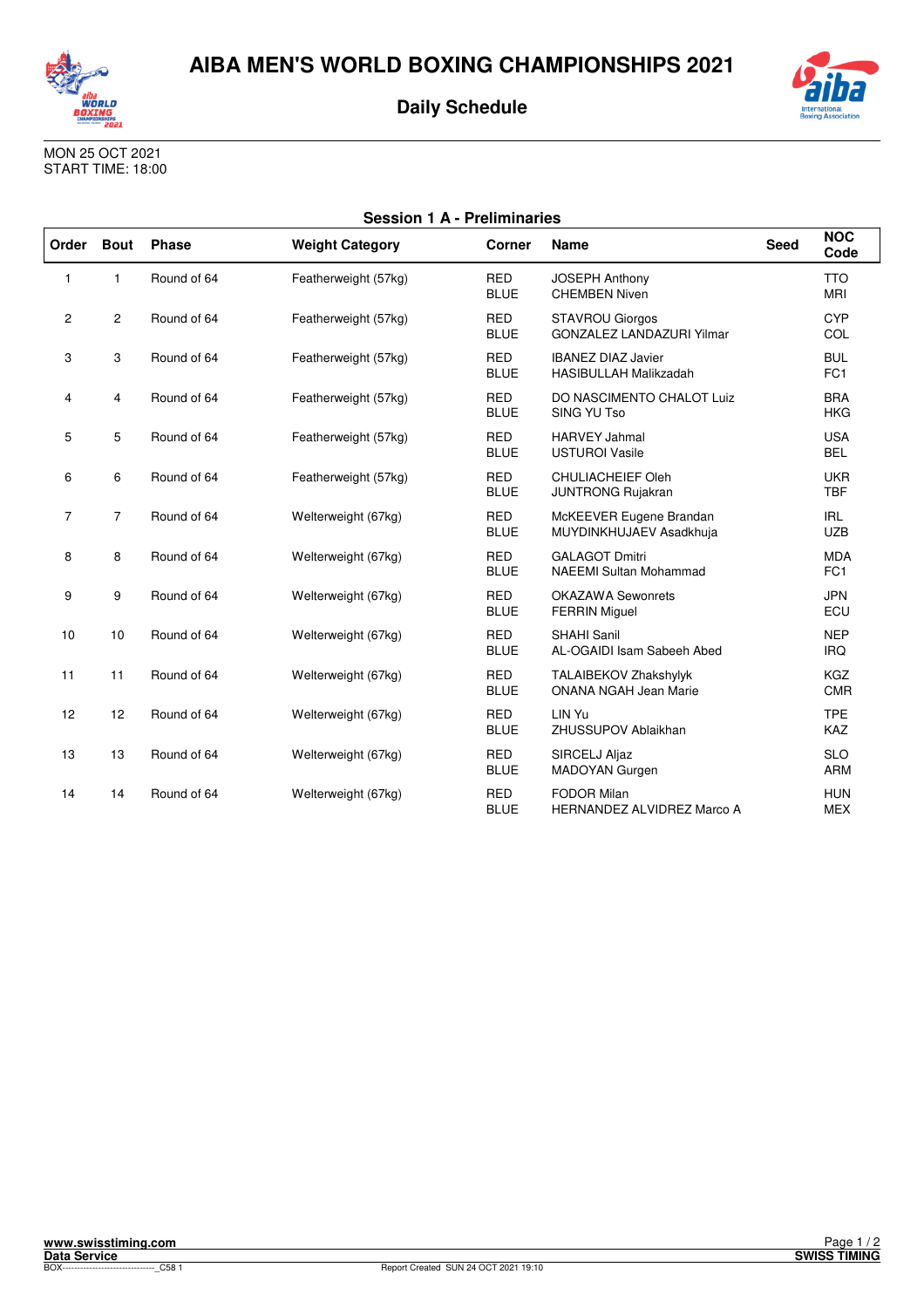# AIBA MEN'S WORLD BOXING CHAMPIONSHIPS 2021

## Daily Schedule

MON 25 OCT 2021
START TIME: 18:00

### Session 1 A - Preliminaries

| Order | Bout | Phase | Weight Category | Corner | Name | Seed | NOC Code |
|---|---|---|---|---|---|---|---|
| 1 | 1 | Round of 64 | Featherweight (57kg) | RED<br>BLUE | JOSEPH Anthony<br>CHEMBEN Niven | | TTO<br>MRI |
| 2 | 2 | Round of 64 | Featherweight (57kg) | RED<br>BLUE | STAVROU Giorgos<br>GONZALEZ LANDAZURI Yilmar | | CYP<br>COL |
| 3 | 3 | Round of 64 | Featherweight (57kg) | RED<br>BLUE | IBANEZ DIAZ Javier<br>HASIBULLAH Malikzadah | | BUL<br>FC1 |
| 4 | 4 | Round of 64 | Featherweight (57kg) | RED<br>BLUE | DO NASCIMENTO CHALOT Luiz<br>SING YU Tso | | BRA<br>HKG |
| 5 | 5 | Round of 64 | Featherweight (57kg) | RED<br>BLUE | HARVEY Jahmal<br>USTUROI Vasile | | USA<br>BEL |
| 6 | 6 | Round of 64 | Featherweight (57kg) | RED<br>BLUE | CHULIACHEIEF Oleh<br>JUNTRONG Rujakran | | UKR<br>TBF |
| 7 | 7 | Round of 64 | Welterweight (67kg) | RED<br>BLUE | McKEEVER Eugene Brandan<br>MUYDINKHUJAEV Asadkhuja | | IRL<br>UZB |
| 8 | 8 | Round of 64 | Welterweight (67kg) | RED<br>BLUE | GALAGOT Dmitri<br>NAEEMI Sultan Mohammad | | MDA<br>FC1 |
| 9 | 9 | Round of 64 | Welterweight (67kg) | RED<br>BLUE | OKAZAWA Sewonrets<br>FERRIN Miguel | | JPN<br>ECU |
| 10 | 10 | Round of 64 | Welterweight (67kg) | RED<br>BLUE | SHAHI Sanil<br>AL-OGAIDI Isam Sabeeh Abed | | NEP<br>IRQ |
| 11 | 11 | Round of 64 | Welterweight (67kg) | RED<br>BLUE | TALAIBEKOV Zhakshylyk<br>ONANA NGAH Jean Marie | | KGZ<br>CMR |
| 12 | 12 | Round of 64 | Welterweight (67kg) | RED<br>BLUE | LIN Yu<br>ZHUSSUPOV Ablaikhan | | TPE<br>KAZ |
| 13 | 13 | Round of 64 | Welterweight (67kg) | RED<br>BLUE | SIRCELJ Aljaz<br>MADOYAN Gurgen | | SLO<br>ARM |
| 14 | 14 | Round of 64 | Welterweight (67kg) | RED<br>BLUE | FODOR Milan<br>HERNANDEZ ALVIDREZ Marco A | | HUN<br>MEX |

www.swisstiming.com
Data Service
BOX-------------------------------_C58 1
Report Created SUN 24 OCT 2021 19:10
SWISS TIMING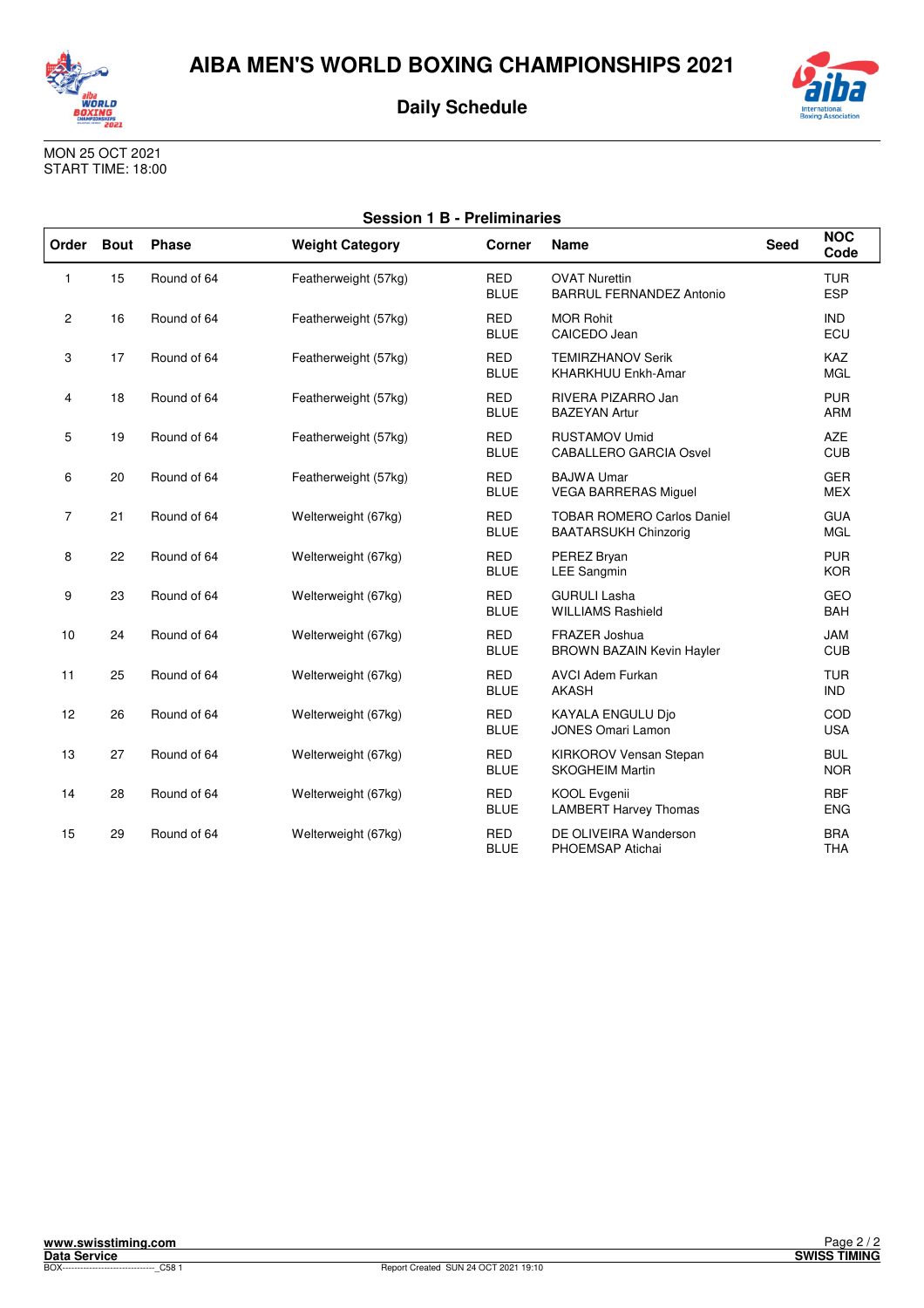# AIBA MEN'S WORLD BOXING CHAMPIONSHIPS 2021

## Daily Schedule

MON 25 OCT 2021
START TIME: 18:00

### Session 1 B - Preliminaries

| Order | Bout | Phase | Weight Category | Corner | Name | Seed | NOC Code |
|---|---|---|---|---|---|---|---|
| 1 | 15 | Round of 64 | Featherweight (57kg) | RED<br>BLUE | OVAT Nurettin<br>BARRUL FERNANDEZ Antonio | | TUR<br>ESP |
| 2 | 16 | Round of 64 | Featherweight (57kg) | RED<br>BLUE | MOR Rohit<br>CAICEDO Jean | | IND<br>ECU |
| 3 | 17 | Round of 64 | Featherweight (57kg) | RED<br>BLUE | TEMIRZHANOV Serik<br>KHARKHUU Enkh-Amar | | KAZ<br>MGL |
| 4 | 18 | Round of 64 | Featherweight (57kg) | RED<br>BLUE | RIVERA PIZARRO Jan<br>BAZEYAN Artur | | PUR<br>ARM |
| 5 | 19 | Round of 64 | Featherweight (57kg) | RED<br>BLUE | RUSTAMOV Umid<br>CABALLERO GARCIA Osvel | | AZE<br>CUB |
| 6 | 20 | Round of 64 | Featherweight (57kg) | RED<br>BLUE | BAJWA Umar<br>VEGA BARRERAS Miguel | | GER<br>MEX |
| 7 | 21 | Round of 64 | Welterweight (67kg) | RED<br>BLUE | TOBAR ROMERO Carlos Daniel<br>BAATARSUKH Chinzorig | | GUA<br>MGL |
| 8 | 22 | Round of 64 | Welterweight (67kg) | RED<br>BLUE | PEREZ Bryan<br>LEE Sangmin | | PUR<br>KOR |
| 9 | 23 | Round of 64 | Welterweight (67kg) | RED<br>BLUE | GURULI Lasha<br>WILLIAMS Rashield | | GEO<br>BAH |
| 10 | 24 | Round of 64 | Welterweight (67kg) | RED<br>BLUE | FRAZER Joshua<br>BROWN BAZAIN Kevin Hayler | | JAM<br>CUB |
| 11 | 25 | Round of 64 | Welterweight (67kg) | RED<br>BLUE | AVCI Adem Furkan<br>AKASH | | TUR<br>IND |
| 12 | 26 | Round of 64 | Welterweight (67kg) | RED<br>BLUE | KAYALA ENGULU Djo<br>JONES Omari Lamon | | COD<br>USA |
| 13 | 27 | Round of 64 | Welterweight (67kg) | RED<br>BLUE | KIRKOROV Vensan Stepan<br>SKOGHEIM Martin | | BUL<br>NOR |
| 14 | 28 | Round of 64 | Welterweight (67kg) | RED<br>BLUE | KOOL Evgenii<br>LAMBERT Harvey Thomas | | RBF<br>ENG |
| 15 | 29 | Round of 64 | Welterweight (67kg) | RED<br>BLUE | DE OLIVEIRA Wanderson<br>PHOEMSAP Atichai | | BRA<br>THA |

www.swisstiming.com
Data Service
BOX-------------------------------_C58 1
Report Created SUN 24 OCT 2021 19:10
SWISS TIMING